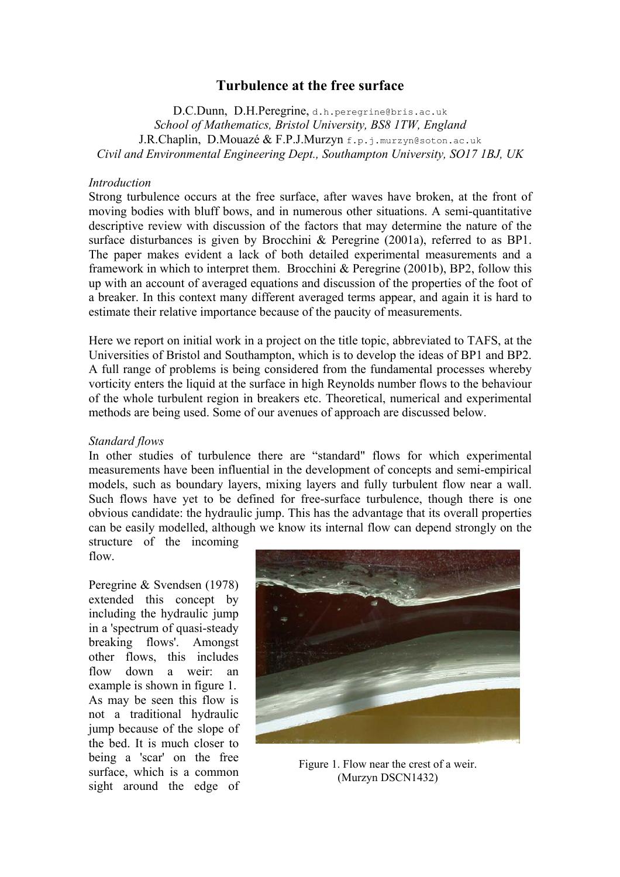# Turbulence at the free surface

D.C.Dunn, D.H.Peregrine, d.h.peregrine@bris.ac.uk
*School of Mathematics, Bristol University, BS8 1TW, England*
J.R.Chaplin, D.Mouazé & F.P.J.Murzyn f.p.j.murzyn@soton.ac.uk
*Civil and Environmental Engineering Dept., Southampton University, SO17 1BJ, UK*

*Introduction*

Strong turbulence occurs at the free surface, after waves have broken, at the front of moving bodies with bluff bows, and in numerous other situations. A semi-quantitative descriptive review with discussion of the factors that may determine the nature of the surface disturbances is given by Brocchini & Peregrine (2001a), referred to as BP1. The paper makes evident a lack of both detailed experimental measurements and a framework in which to interpret them. Brocchini & Peregrine (2001b), BP2, follow this up with an account of averaged equations and discussion of the properties of the foot of a breaker. In this context many different averaged terms appear, and again it is hard to estimate their relative importance because of the paucity of measurements.

Here we report on initial work in a project on the title topic, abbreviated to TAFS, at the Universities of Bristol and Southampton, which is to develop the ideas of BP1 and BP2. A full range of problems is being considered from the fundamental processes whereby vorticity enters the liquid at the surface in high Reynolds number flows to the behaviour of the whole turbulent region in breakers etc. Theoretical, numerical and experimental methods are being used. Some of our avenues of approach are discussed below.

*Standard flows*

In other studies of turbulence there are "standard" flows for which experimental measurements have been influential in the development of concepts and semi-empirical models, such as boundary layers, mixing layers and fully turbulent flow near a wall. Such flows have yet to be defined for free-surface turbulence, though there is one obvious candidate: the hydraulic jump. This has the advantage that its overall properties can be easily modelled, although we know its internal flow can depend strongly on the structure of the incoming flow.

Peregrine & Svendsen (1978) extended this concept by including the hydraulic jump in a 'spectrum of quasi-steady breaking flows'. Amongst other flows, this includes flow down a weir: an example is shown in figure 1. As may be seen this flow is not a traditional hydraulic jump because of the slope of the bed. It is much closer to being a 'scar' on the free surface, which is a common sight around the edge of

Figure 1. Flow near the crest of a weir. (Murzyn DSCN1432)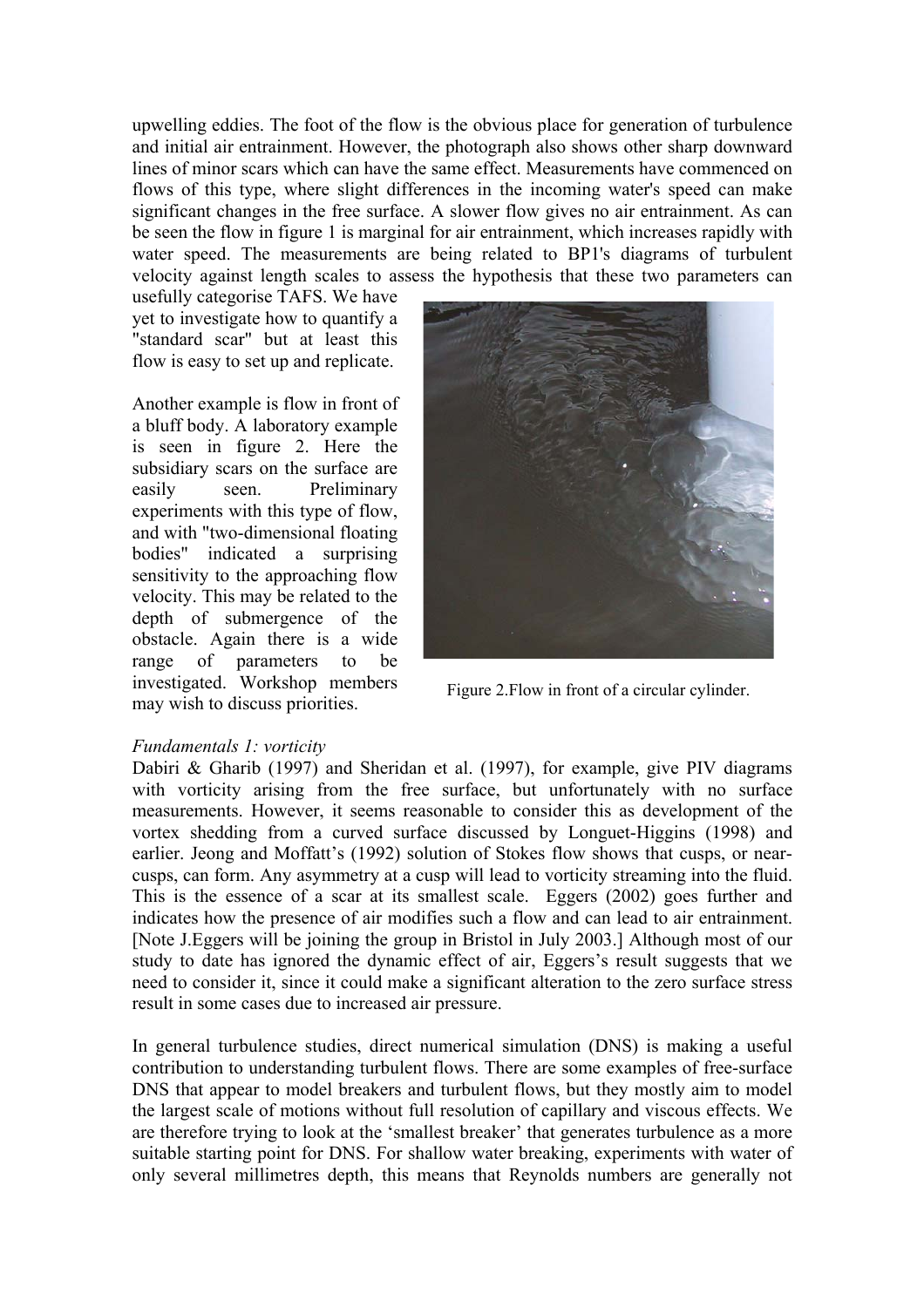upwelling eddies. The foot of the flow is the obvious place for generation of turbulence and initial air entrainment. However, the photograph also shows other sharp downward lines of minor scars which can have the same effect. Measurements have commenced on flows of this type, where slight differences in the incoming water's speed can make significant changes in the free surface. A slower flow gives no air entrainment. As can be seen the flow in figure 1 is marginal for air entrainment, which increases rapidly with water speed. The measurements are being related to BP1's diagrams of turbulent velocity against length scales to assess the hypothesis that these two parameters can usefully categorise TAFS. We have yet to investigate how to quantify a "standard scar" but at least this flow is easy to set up and replicate.

Another example is flow in front of a bluff body. A laboratory example is seen in figure 2. Here the subsidiary scars on the surface are easily seen. Preliminary experiments with this type of flow, and with "two-dimensional floating bodies" indicated a surprising sensitivity to the approaching flow velocity. This may be related to the depth of submergence of the obstacle. Again there is a wide range of parameters to be investigated. Workshop members may wish to discuss priorities.

Figure 2.Flow in front of a circular cylinder.

*Fundamentals 1: vorticity*

Dabiri & Gharib (1997) and Sheridan et al. (1997), for example, give PIV diagrams with vorticity arising from the free surface, but unfortunately with no surface measurements. However, it seems reasonable to consider this as development of the vortex shedding from a curved surface discussed by Longuet-Higgins (1998) and earlier. Jeong and Moffatt's (1992) solution of Stokes flow shows that cusps, or near-cusps, can form. Any asymmetry at a cusp will lead to vorticity streaming into the fluid. This is the essence of a scar at its smallest scale. Eggers (2002) goes further and indicates how the presence of air modifies such a flow and can lead to air entrainment. [Note J.Eggers will be joining the group in Bristol in July 2003.] Although most of our study to date has ignored the dynamic effect of air, Eggers's result suggests that we need to consider it, since it could make a significant alteration to the zero surface stress result in some cases due to increased air pressure.

In general turbulence studies, direct numerical simulation (DNS) is making a useful contribution to understanding turbulent flows. There are some examples of free-surface DNS that appear to model breakers and turbulent flows, but they mostly aim to model the largest scale of motions without full resolution of capillary and viscous effects. We are therefore trying to look at the 'smallest breaker' that generates turbulence as a more suitable starting point for DNS. For shallow water breaking, experiments with water of only several millimetres depth, this means that Reynolds numbers are generally not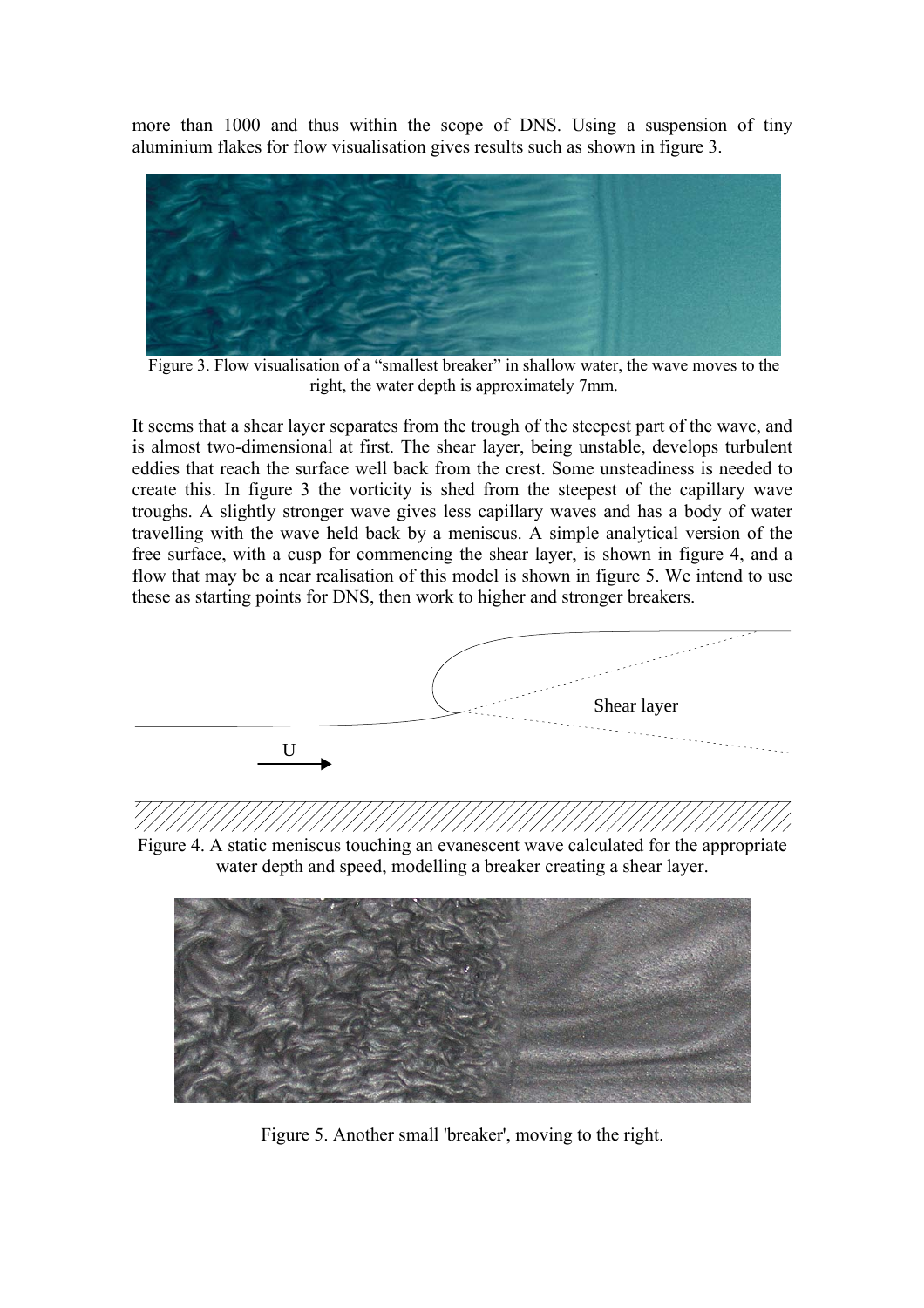more than 1000 and thus within the scope of DNS. Using a suspension of tiny aluminium flakes for flow visualisation gives results such as shown in figure 3.

Figure 3. Flow visualisation of a “smallest breaker” in shallow water, the wave moves to the right, the water depth is approximately 7mm.

It seems that a shear layer separates from the trough of the steepest part of the wave, and is almost two-dimensional at first. The shear layer, being unstable, develops turbulent eddies that reach the surface well back from the crest. Some unsteadiness is needed to create this. In figure 3 the vorticity is shed from the steepest of the capillary wave troughs. A slightly stronger wave gives less capillary waves and has a body of water travelling with the wave held back by a meniscus. A simple analytical version of the free surface, with a cusp for commencing the shear layer, is shown in figure 4, and a flow that may be a near realisation of this model is shown in figure 5. We intend to use these as starting points for DNS, then work to higher and stronger breakers.

Figure 4. A static meniscus touching an evanescent wave calculated for the appropriate water depth and speed, modelling a breaker creating a shear layer.

Figure 5. Another small 'breaker', moving to the right.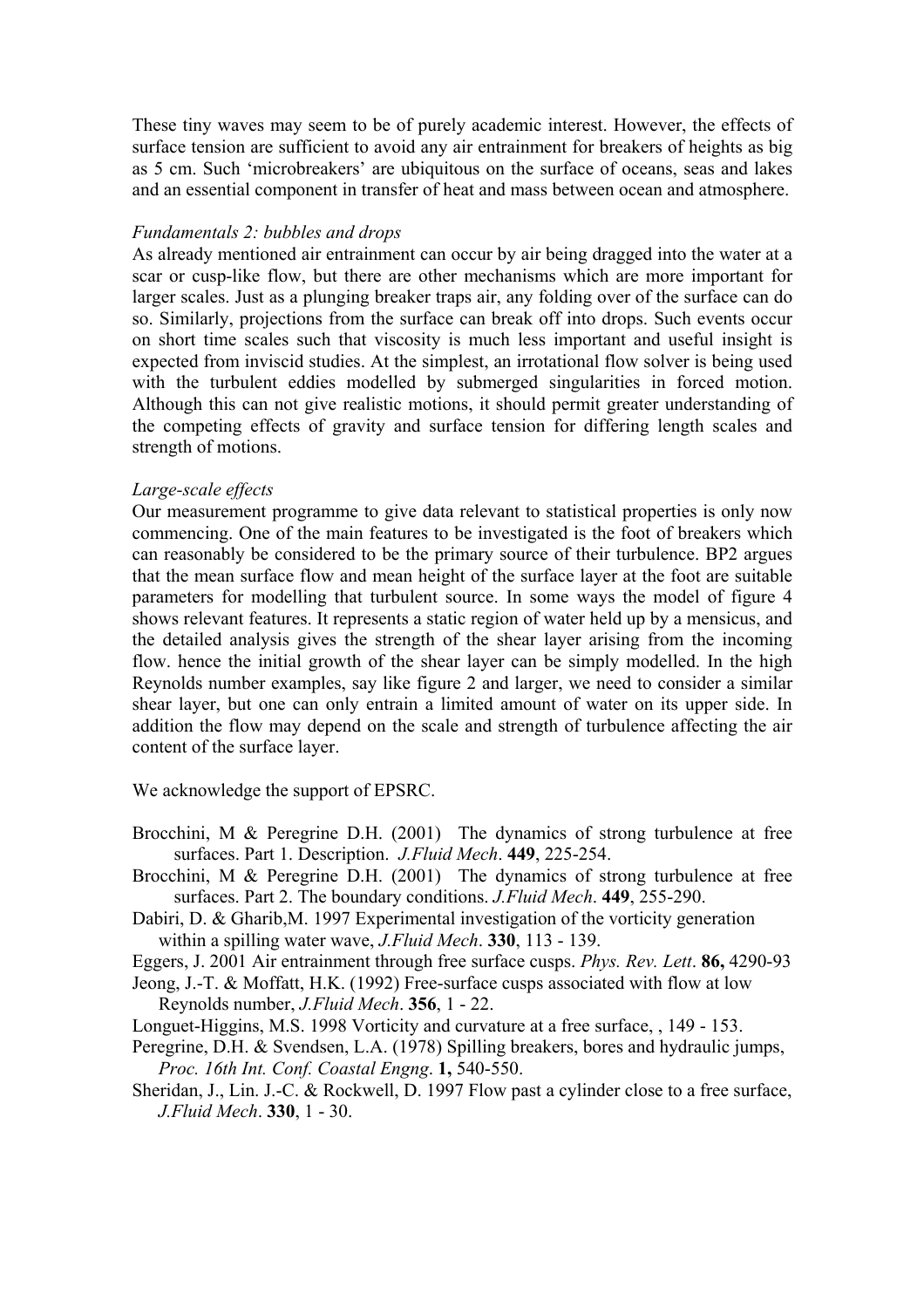These tiny waves may seem to be of purely academic interest. However, the effects of surface tension are sufficient to avoid any air entrainment for breakers of heights as big as 5 cm. Such 'microbreakers' are ubiquitous on the surface of oceans, seas and lakes and an essential component in transfer of heat and mass between ocean and atmosphere.

*Fundamentals 2: bubbles and drops*

As already mentioned air entrainment can occur by air being dragged into the water at a scar or cusp-like flow, but there are other mechanisms which are more important for larger scales. Just as a plunging breaker traps air, any folding over of the surface can do so. Similarly, projections from the surface can break off into drops. Such events occur on short time scales such that viscosity is much less important and useful insight is expected from inviscid studies. At the simplest, an irrotational flow solver is being used with the turbulent eddies modelled by submerged singularities in forced motion. Although this can not give realistic motions, it should permit greater understanding of the competing effects of gravity and surface tension for differing length scales and strength of motions.

*Large-scale effects*

Our measurement programme to give data relevant to statistical properties is only now commencing. One of the main features to be investigated is the foot of breakers which can reasonably be considered to be the primary source of their turbulence. BP2 argues that the mean surface flow and mean height of the surface layer at the foot are suitable parameters for modelling that turbulent source. In some ways the model of figure 4 shows relevant features. It represents a static region of water held up by a mensicus, and the detailed analysis gives the strength of the shear layer arising from the incoming flow. hence the initial growth of the shear layer can be simply modelled. In the high Reynolds number examples, say like figure 2 and larger, we need to consider a similar shear layer, but one can only entrain a limited amount of water on its upper side. In addition the flow may depend on the scale and strength of turbulence affecting the air content of the surface layer.

We acknowledge the support of EPSRC.

Brocchini, M & Peregrine D.H. (2001) The dynamics of strong turbulence at free surfaces. Part 1. Description. *J.Fluid Mech*. **449**, 225-254.

Brocchini, M & Peregrine D.H. (2001) The dynamics of strong turbulence at free surfaces. Part 2. The boundary conditions. *J.Fluid Mech*. **449**, 255-290.

Dabiri, D. & Gharib,M. 1997 Experimental investigation of the vorticity generation within a spilling water wave, *J.Fluid Mech*. **330**, 113 - 139.

Eggers, J. 2001 Air entrainment through free surface cusps. *Phys. Rev. Lett*. **86,** 4290-93

Jeong, J.-T. & Moffatt, H.K. (1992) Free-surface cusps associated with flow at low Reynolds number, *J.Fluid Mech*. **356**, 1 - 22.

Longuet-Higgins, M.S. 1998 Vorticity and curvature at a free surface, , 149 - 153.

Peregrine, D.H. & Svendsen, L.A. (1978) Spilling breakers, bores and hydraulic jumps, *Proc. 16th Int. Conf. Coastal Engng*. **1,** 540-550.

Sheridan, J., Lin. J.-C. & Rockwell, D. 1997 Flow past a cylinder close to a free surface, *J.Fluid Mech*. **330**, 1 - 30.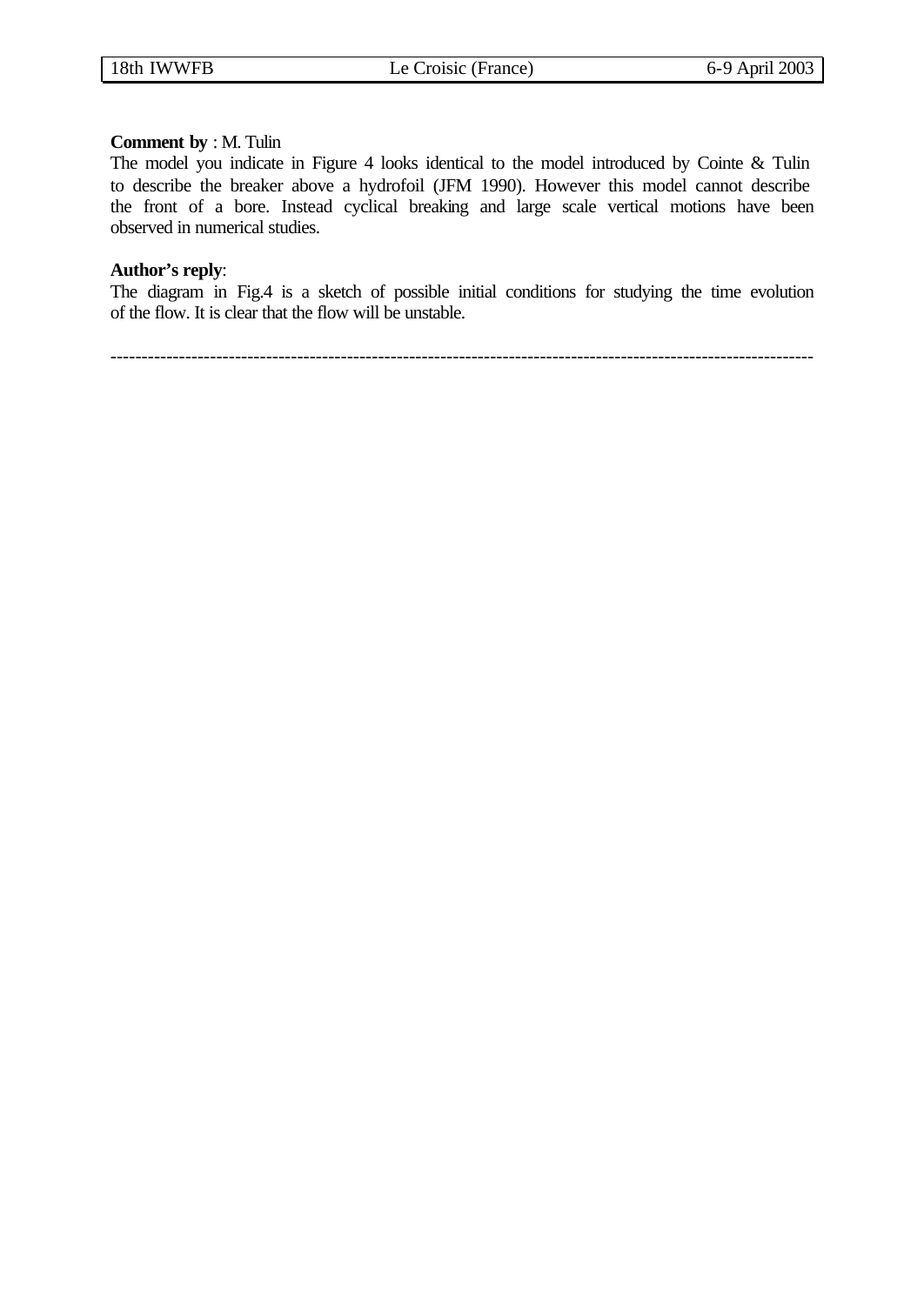**Comment by** : M. Tulin

The model you indicate in Figure 4 looks identical to the model introduced by Cointe & Tulin to describe the breaker above a hydrofoil (JFM 1990). However this model cannot describe the front of a bore. Instead cyclical breaking and large scale vertical motions have been observed in numerical studies.

**Author's reply**:

The diagram in Fig.4 is a sketch of possible initial conditions for studying the time evolution of the flow. It is clear that the flow will be unstable.

---